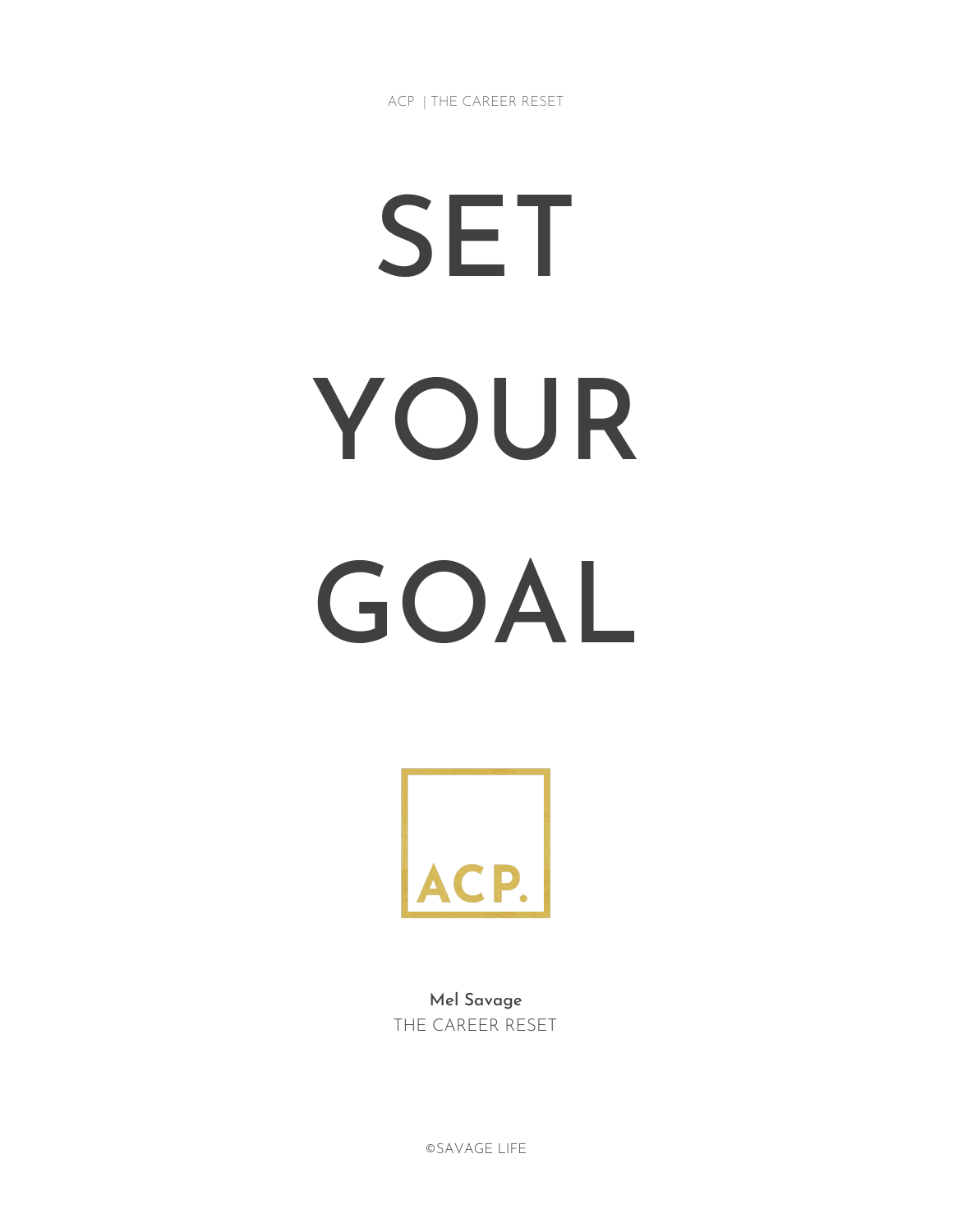ACP | THE CAREER RESET

# SET YOUR GOAL

ACP.

**Mel Savage**
THE CAREER RESET

©SAVAGE LIFE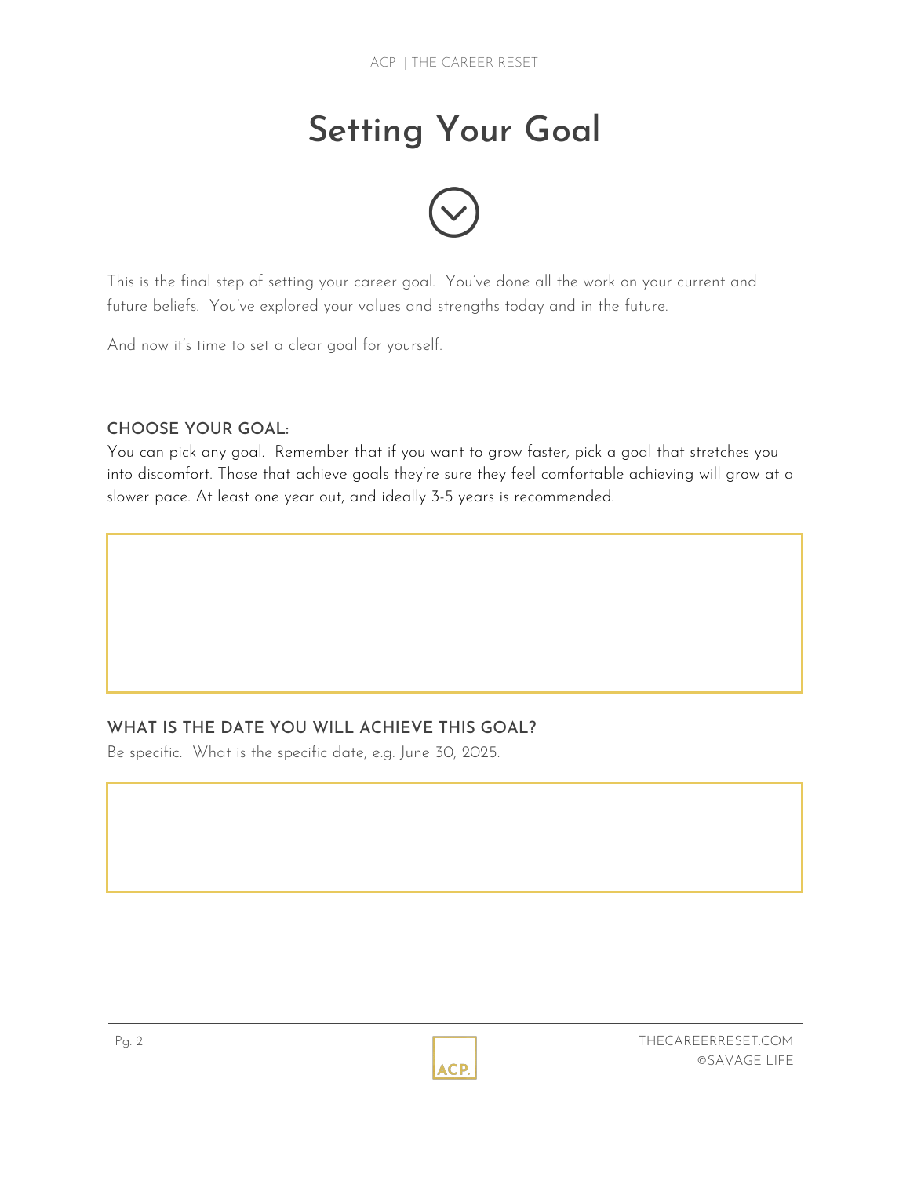# Setting Your Goal

This is the final step of setting your career goal. You've done all the work on your current and future beliefs. You've explored your values and strengths today and in the future.

And now it's time to set a clear goal for yourself.

### CHOOSE YOUR GOAL:

You can pick any goal. Remember that if you want to grow faster, pick a goal that stretches you into discomfort. Those that achieve goals they're sure they feel comfortable achieving will grow at a slower pace. At least one year out, and ideally 3-5 years is recommended.

### WHAT IS THE DATE YOU WILL ACHIEVE THIS GOAL?

Be specific. What is the specific date, e.g. June 30, 2025.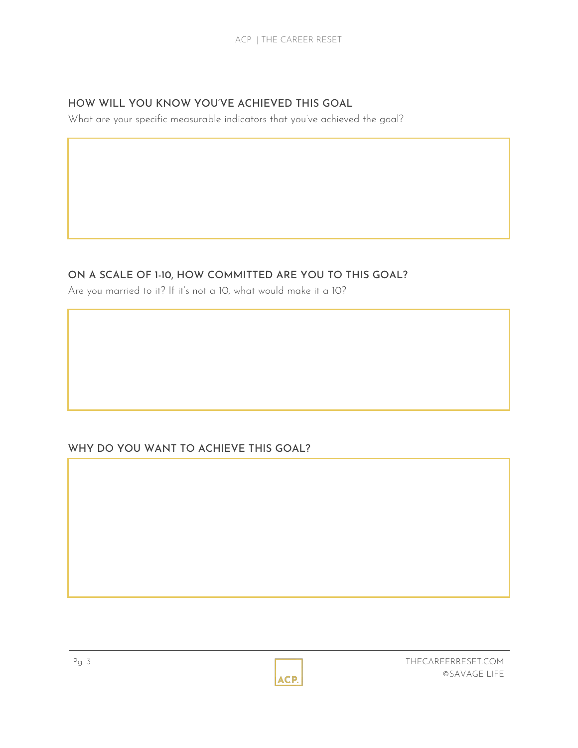## HOW WILL YOU KNOW YOU'VE ACHIEVED THIS GOAL

What are your specific measurable indicators that you've achieved the goal?

## ON A SCALE OF 1-10, HOW COMMITTED ARE YOU TO THIS GOAL?

Are you married to it? If it's not a 10, what would make it a 10?

## WHY DO YOU WANT TO ACHIEVE THIS GOAL?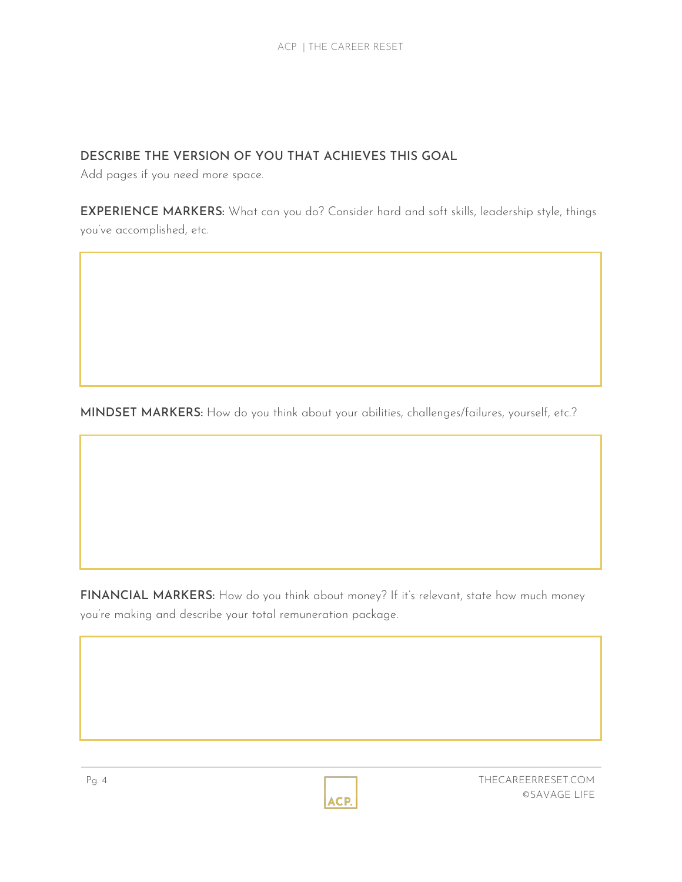## DESCRIBE THE VERSION OF YOU THAT ACHIEVES THIS GOAL

Add pages if you need more space.

**EXPERIENCE MARKERS:** What can you do? Consider hard and soft skills, leadership style, things you've accomplished, etc.

**MINDSET MARKERS:** How do you think about your abilities, challenges/failures, yourself, etc.?

**FINANCIAL MARKERS:** How do you think about money? If it's relevant, state how much money you're making and describe your total remuneration package.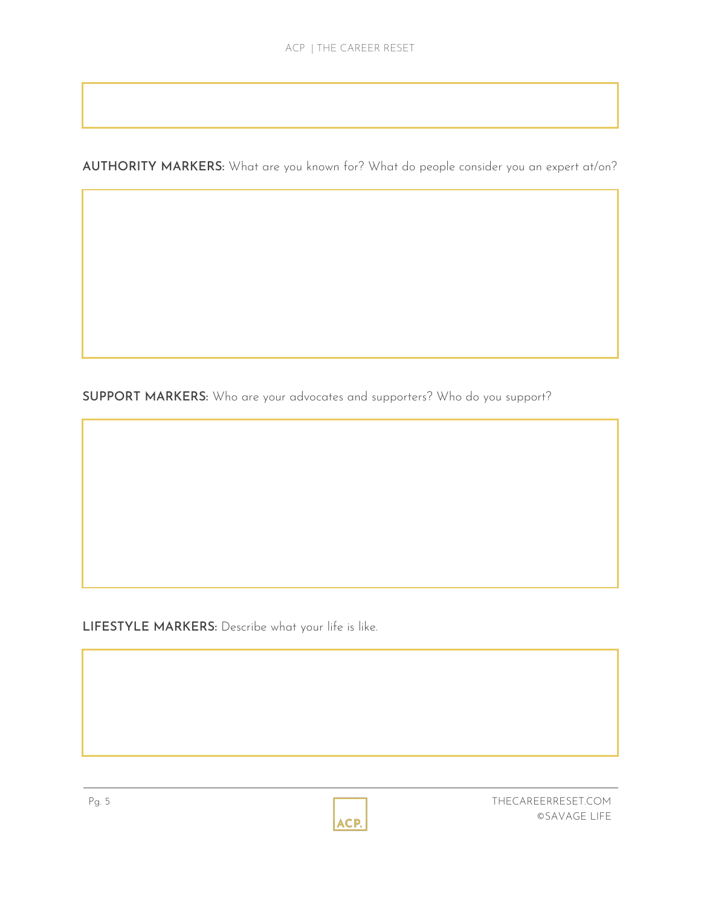**AUTHORITY MARKERS:** What are you known for? What do people consider you an expert at/on?

**SUPPORT MARKERS:** Who are your advocates and supporters? Who do you support?

**LIFESTYLE MARKERS:** Describe what your life is like.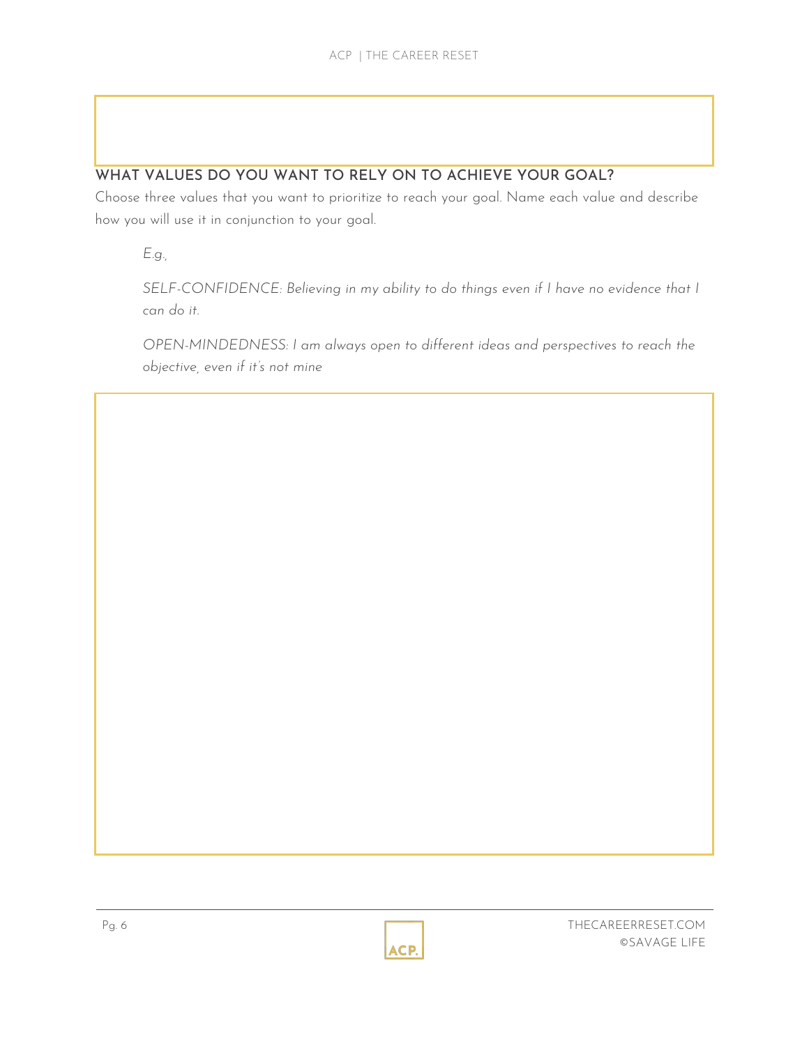## WHAT VALUES DO YOU WANT TO RELY ON TO ACHIEVE YOUR GOAL?

Choose three values that you want to prioritize to reach your goal. Name each value and describe how you will use it in conjunction to your goal.

> *E.g.,*
>
> *SELF-CONFIDENCE: Believing in my ability to do things even if I have no evidence that I can do it.*
>
> *OPEN-MINDEDNESS: I am always open to different ideas and perspectives to reach the objective, even if it's not mine*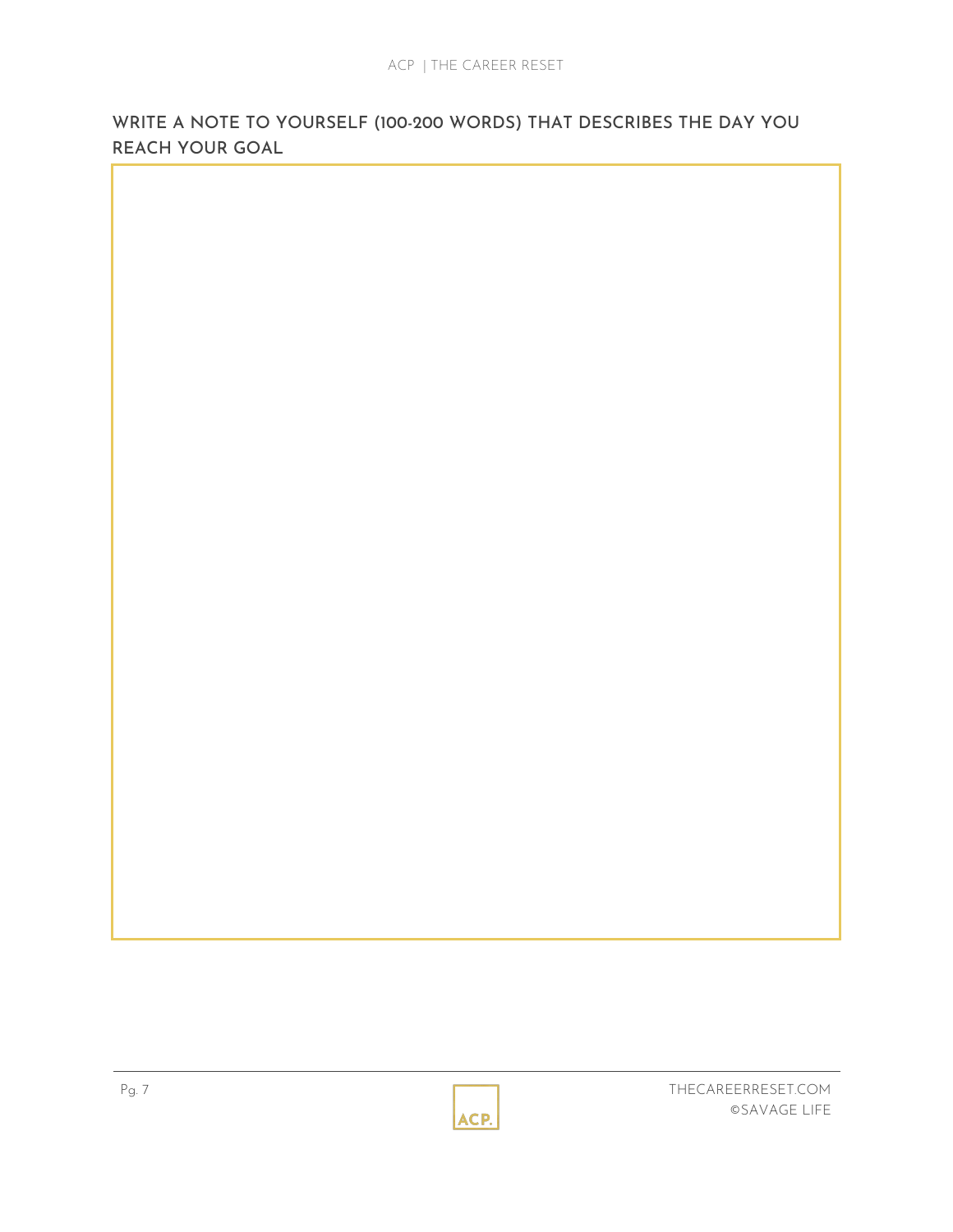## WRITE A NOTE TO YOURSELF (100-200 WORDS) THAT DESCRIBES THE DAY YOU REACH YOUR GOAL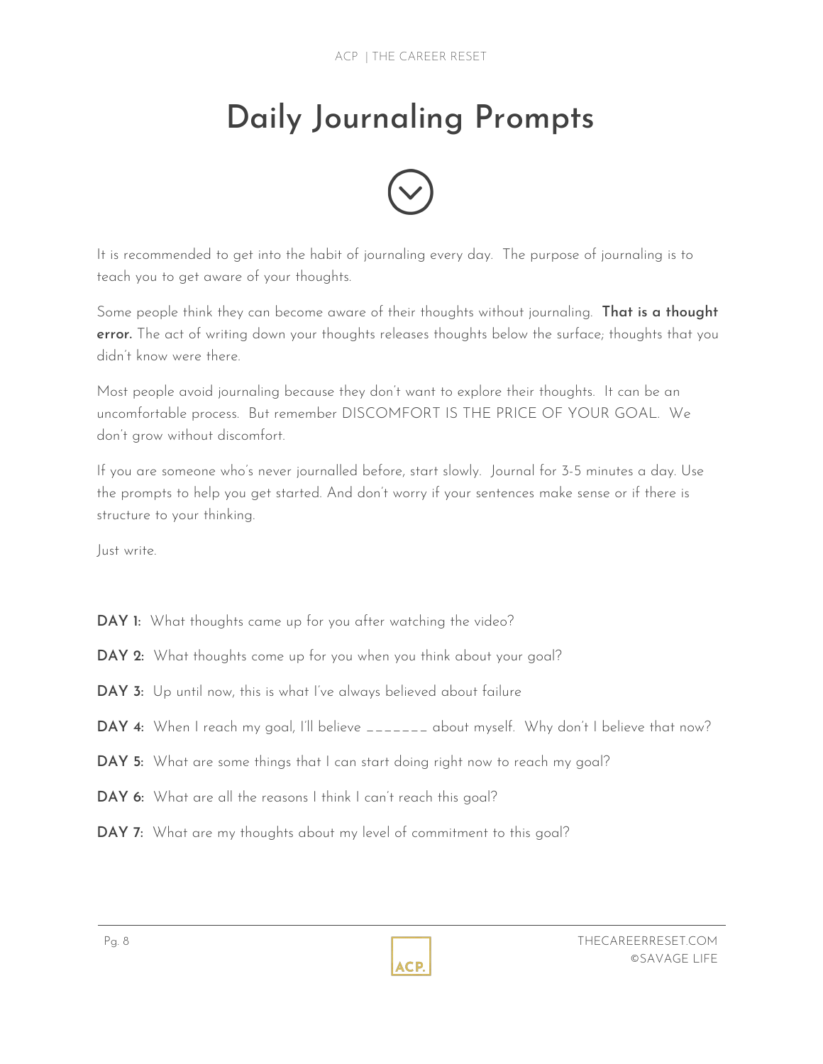# Daily Journaling Prompts

It is recommended to get into the habit of journaling every day. The purpose of journaling is to teach you to get aware of your thoughts.

Some people think they can become aware of their thoughts without journaling. **That is a thought error.** The act of writing down your thoughts releases thoughts below the surface; thoughts that you didn't know were there.

Most people avoid journaling because they don't want to explore their thoughts. It can be an uncomfortable process. But remember DISCOMFORT IS THE PRICE OF YOUR GOAL. We don't grow without discomfort.

If you are someone who's never journalled before, start slowly. Journal for 3-5 minutes a day. Use the prompts to help you get started. And don't worry if your sentences make sense or if there is structure to your thinking.

Just write.

**DAY 1:** What thoughts came up for you after watching the video?

**DAY 2:** What thoughts come up for you when you think about your goal?

**DAY 3:** Up until now, this is what I've always believed about failure

**DAY 4:** When I reach my goal, I'll believe _______ about myself. Why don't I believe that now?

**DAY 5:** What are some things that I can start doing right now to reach my goal?

**DAY 6:** What are all the reasons I think I can't reach this goal?

**DAY 7:** What are my thoughts about my level of commitment to this goal?